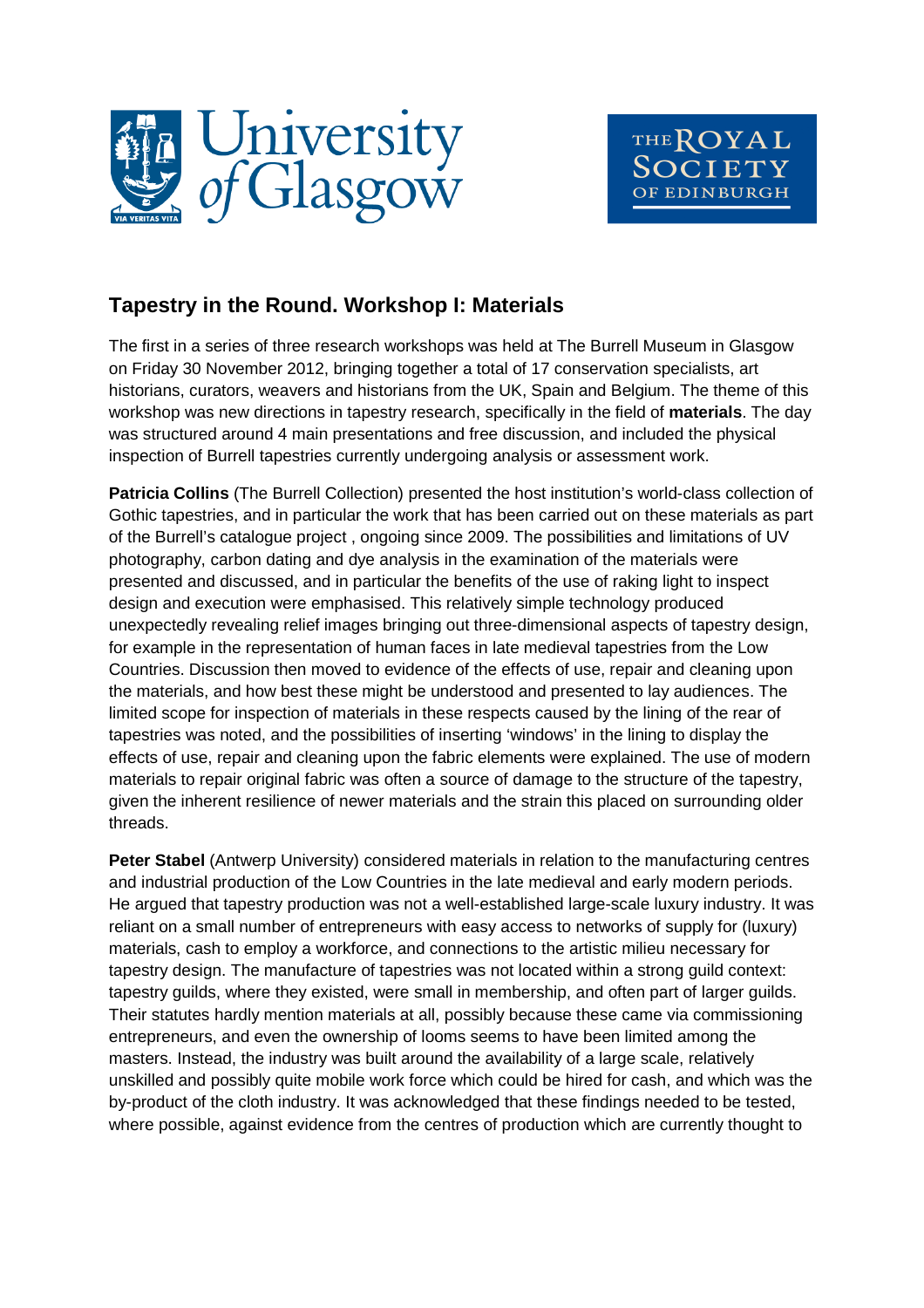## Tapestry in the Round. Workshop I: Materials

The first in a series of three research workshops was held at The Burrell Museum in Glasgow on Friday 30 November 2012, bringing together a total of 17 conservation specialists, art historians, curators, weavers and historians from the UK, Spain and Belgium. The theme of this workshop was new directions in tapestry research, specifically in the field of **materials**. The day was structured around 4 main presentations and free discussion, and included the physical inspection of Burrell tapestries currently undergoing analysis or assessment work.

**Patricia Collins** (The Burrell Collection) presented the host institution's world-class collection of Gothic tapestries, and in particular the work that has been carried out on these materials as part of the Burrell's catalogue project , ongoing since 2009. The possibilities and limitations of UV photography, carbon dating and dye analysis in the examination of the materials were presented and discussed, and in particular the benefits of the use of raking light to inspect design and execution were emphasised. This relatively simple technology produced unexpectedly revealing relief images bringing out three-dimensional aspects of tapestry design, for example in the representation of human faces in late medieval tapestries from the Low Countries. Discussion then moved to evidence of the effects of use, repair and cleaning upon the materials, and how best these might be understood and presented to lay audiences. The limited scope for inspection of materials in these respects caused by the lining of the rear of tapestries was noted, and the possibilities of inserting 'windows' in the lining to display the effects of use, repair and cleaning upon the fabric elements were explained. The use of modern materials to repair original fabric was often a source of damage to the structure of the tapestry, given the inherent resilience of newer materials and the strain this placed on surrounding older threads.

**Peter Stabel** (Antwerp University) considered materials in relation to the manufacturing centres and industrial production of the Low Countries in the late medieval and early modern periods. He argued that tapestry production was not a well-established large-scale luxury industry. It was reliant on a small number of entrepreneurs with easy access to networks of supply for (luxury) materials, cash to employ a workforce, and connections to the artistic milieu necessary for tapestry design. The manufacture of tapestries was not located within a strong guild context: tapestry guilds, where they existed, were small in membership, and often part of larger guilds. Their statutes hardly mention materials at all, possibly because these came via commissioning entrepreneurs, and even the ownership of looms seems to have been limited among the masters. Instead, the industry was built around the availability of a large scale, relatively unskilled and possibly quite mobile work force which could be hired for cash, and which was the by-product of the cloth industry. It was acknowledged that these findings needed to be tested, where possible, against evidence from the centres of production which are currently thought to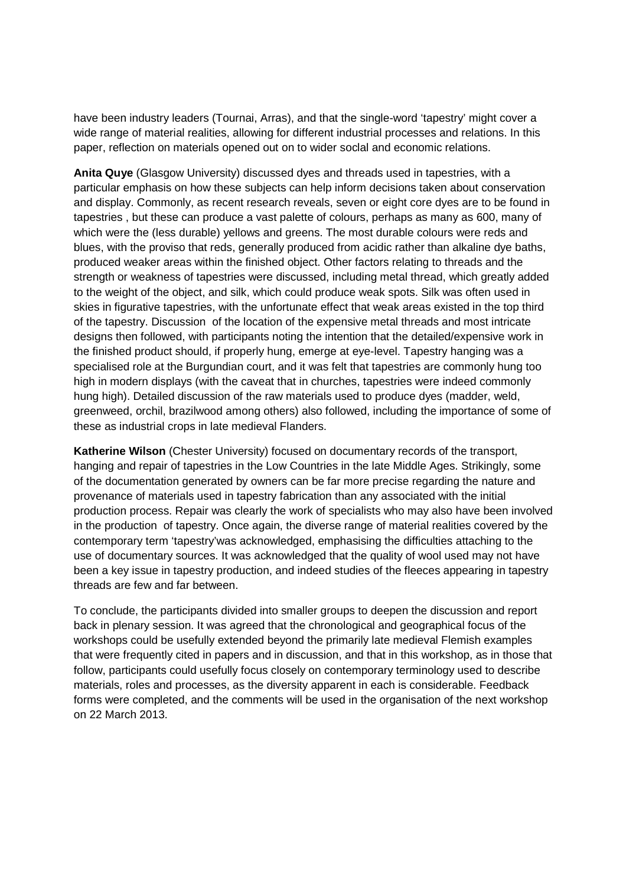have been industry leaders (Tournai, Arras), and that the single-word 'tapestry' might cover a wide range of material realities, allowing for different industrial processes and relations. In this paper, reflection on materials opened out on to wider soclal and economic relations.

**Anita Quye** (Glasgow University) discussed dyes and threads used in tapestries, with a particular emphasis on how these subjects can help inform decisions taken about conservation and display. Commonly, as recent research reveals, seven or eight core dyes are to be found in tapestries , but these can produce a vast palette of colours, perhaps as many as 600, many of which were the (less durable) yellows and greens. The most durable colours were reds and blues, with the proviso that reds, generally produced from acidic rather than alkaline dye baths, produced weaker areas within the finished object. Other factors relating to threads and the strength or weakness of tapestries were discussed, including metal thread, which greatly added to the weight of the object, and silk, which could produce weak spots. Silk was often used in skies in figurative tapestries, with the unfortunate effect that weak areas existed in the top third of the tapestry. Discussion of the location of the expensive metal threads and most intricate designs then followed, with participants noting the intention that the detailed/expensive work in the finished product should, if properly hung, emerge at eye-level. Tapestry hanging was a specialised role at the Burgundian court, and it was felt that tapestries are commonly hung too high in modern displays (with the caveat that in churches, tapestries were indeed commonly hung high). Detailed discussion of the raw materials used to produce dyes (madder, weld, greenweed, orchil, brazilwood among others) also followed, including the importance of some of these as industrial crops in late medieval Flanders.

**Katherine Wilson** (Chester University) focused on documentary records of the transport, hanging and repair of tapestries in the Low Countries in the late Middle Ages. Strikingly, some of the documentation generated by owners can be far more precise regarding the nature and provenance of materials used in tapestry fabrication than any associated with the initial production process. Repair was clearly the work of specialists who may also have been involved in the production of tapestry. Once again, the diverse range of material realities covered by the contemporary term 'tapestry'was acknowledged, emphasising the difficulties attaching to the use of documentary sources. It was acknowledged that the quality of wool used may not have been a key issue in tapestry production, and indeed studies of the fleeces appearing in tapestry threads are few and far between.

To conclude, the participants divided into smaller groups to deepen the discussion and report back in plenary session. It was agreed that the chronological and geographical focus of the workshops could be usefully extended beyond the primarily late medieval Flemish examples that were frequently cited in papers and in discussion, and that in this workshop, as in those that follow, participants could usefully focus closely on contemporary terminology used to describe materials, roles and processes, as the diversity apparent in each is considerable. Feedback forms were completed, and the comments will be used in the organisation of the next workshop on 22 March 2013.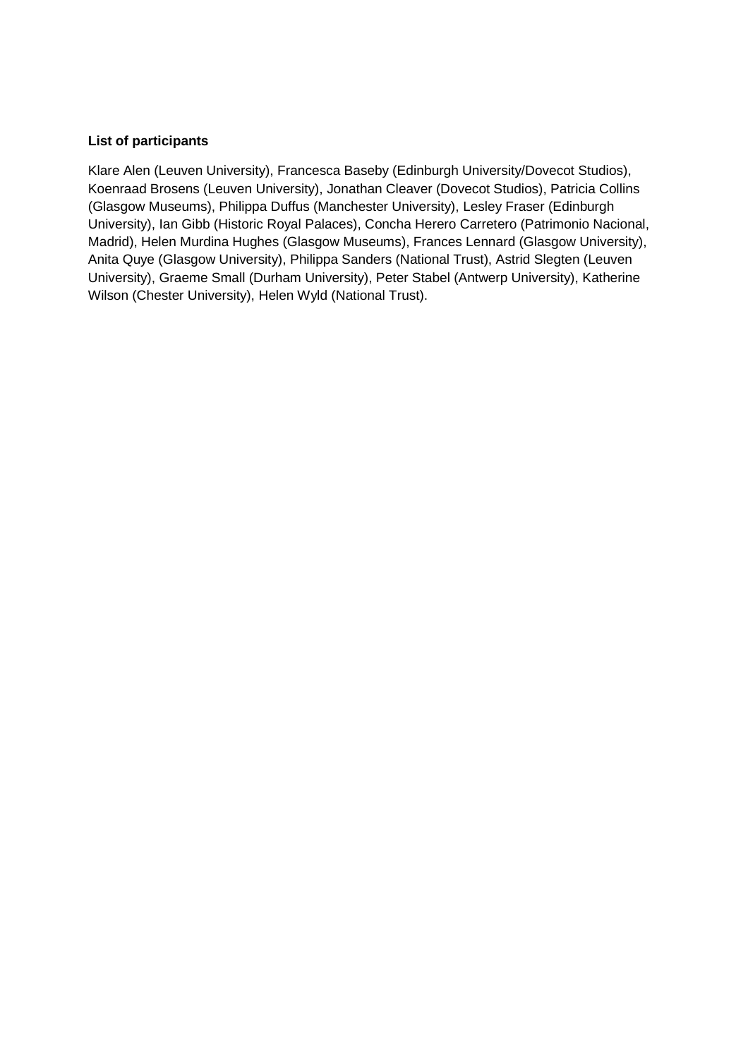**List of participants**

Klare Alen (Leuven University), Francesca Baseby (Edinburgh University/Dovecot Studios), Koenraad Brosens (Leuven University), Jonathan Cleaver (Dovecot Studios), Patricia Collins (Glasgow Museums), Philippa Duffus (Manchester University), Lesley Fraser (Edinburgh University), Ian Gibb (Historic Royal Palaces), Concha Herero Carretero (Patrimonio Nacional, Madrid), Helen Murdina Hughes (Glasgow Museums), Frances Lennard (Glasgow University), Anita Quye (Glasgow University), Philippa Sanders (National Trust), Astrid Slegten (Leuven University), Graeme Small (Durham University), Peter Stabel (Antwerp University), Katherine Wilson (Chester University), Helen Wyld (National Trust).